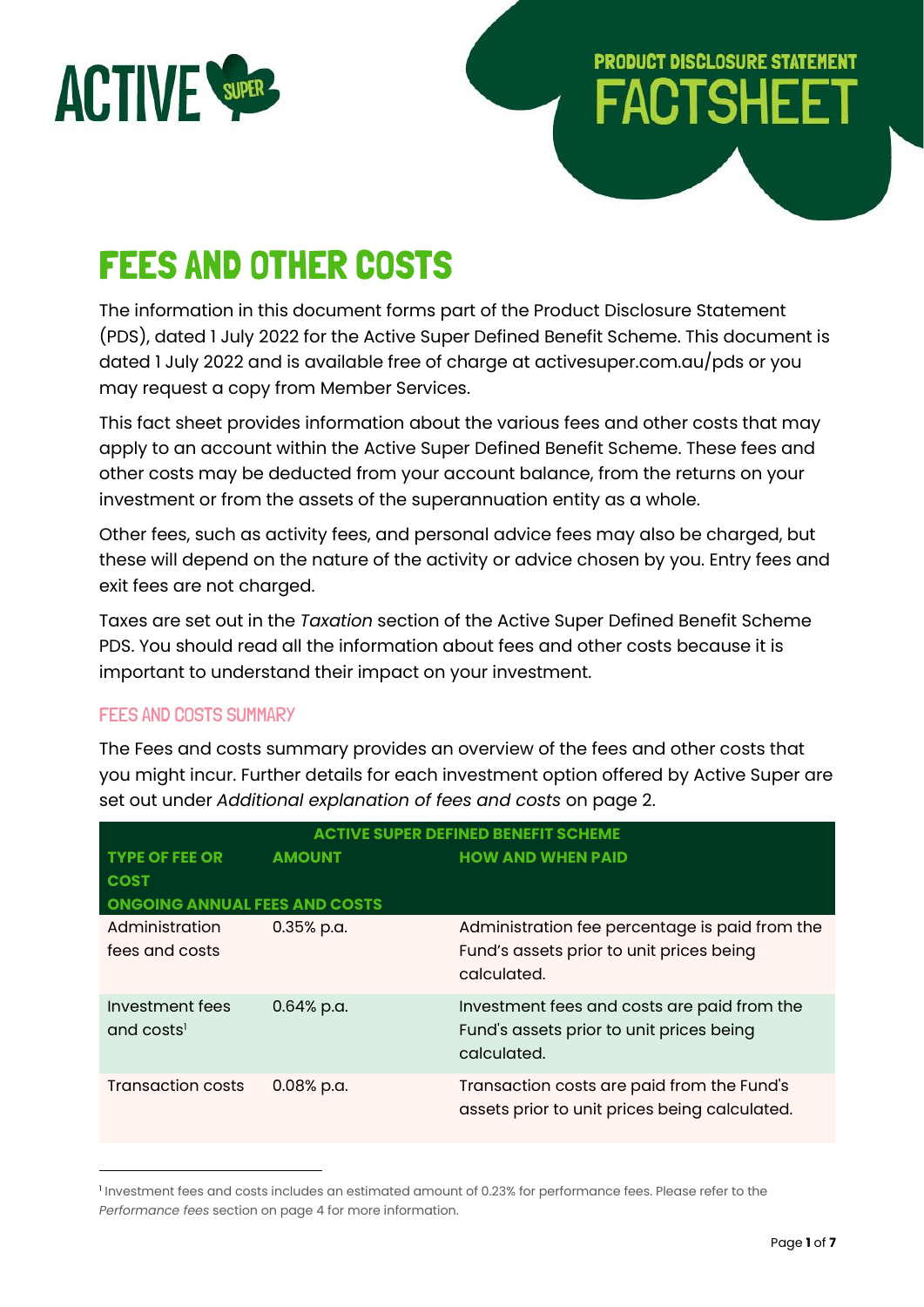PRODUCT DISCLOSURE STATEMENT

# FACTSHEET

# FEES AND OTHER COSTS

The information in this document forms part of the Product Disclosure Statement (PDS), dated 1 July 2022 for the Active Super Defined Benefit Scheme. This document is dated 1 July 2022 and is available free of charge at activesuper.com.au/pds or you may request a copy from Member Services.

This fact sheet provides information about the various fees and other costs that may apply to an account within the Active Super Defined Benefit Scheme. These fees and other costs may be deducted from your account balance, from the returns on your investment or from the assets of the superannuation entity as a whole.

Other fees, such as activity fees, and personal advice fees may also be charged, but these will depend on the nature of the activity or advice chosen by you. Entry fees and exit fees are not charged.

Taxes are set out in the *Taxation* section of the Active Super Defined Benefit Scheme PDS. You should read all the information about fees and other costs because it is important to understand their impact on your investment.

## FEES AND COSTS SUMMARY

The Fees and costs summary provides an overview of the fees and other costs that you might incur. Further details for each investment option offered by Active Super are set out under *Additional explanation of fees and costs* on page 2.

| ACTIVE SUPER DEFINED BENEFIT SCHEME | | |
|---|---|---|
| **TYPE OF FEE OR COST** | **AMOUNT** | **HOW AND WHEN PAID** |
| **ONGOING ANNUAL FEES AND COSTS** | | |
| Administration fees and costs | 0.35% p.a. | Administration fee percentage is paid from the Fund's assets prior to unit prices being calculated. |
| Investment fees and costs[1] | 0.64% p.a. | Investment fees and costs are paid from the Fund's assets prior to unit prices being calculated. |
| Transaction costs | 0.08% p.a. | Transaction costs are paid from the Fund's assets prior to unit prices being calculated. |

[1] Investment fees and costs includes an estimated amount of 0.23% for performance fees. Please refer to the *Performance fees* section on page 4 for more information.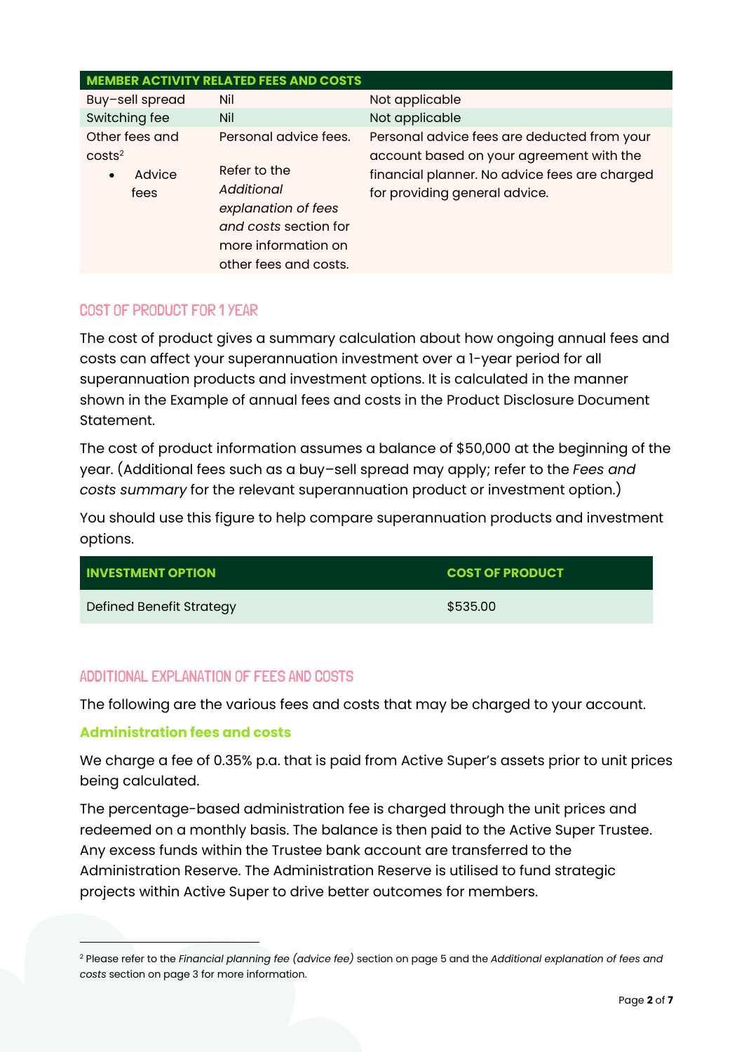| MEMBER ACTIVITY RELATED FEES AND COSTS | | |
|---|---|---|
| Buy–sell spread | Nil | Not applicable |
| Switching fee | Nil | Not applicable |
| Other fees and costs[2]<br>• Advice fees | Personal advice fees.<br><br>Refer to the *Additional explanation of fees and costs* section for more information on other fees and costs. | Personal advice fees are deducted from your account based on your agreement with the financial planner. No advice fees are charged for providing general advice. |

## COST OF PRODUCT FOR 1 YEAR

The cost of product gives a summary calculation about how ongoing annual fees and costs can affect your superannuation investment over a 1-year period for all superannuation products and investment options. It is calculated in the manner shown in the Example of annual fees and costs in the Product Disclosure Document Statement.

The cost of product information assumes a balance of $50,000 at the beginning of the year. (Additional fees such as a buy–sell spread may apply; refer to the *Fees and costs summary* for the relevant superannuation product or investment option.)

You should use this figure to help compare superannuation products and investment options.

| INVESTMENT OPTION | COST OF PRODUCT |
|---|---|
| Defined Benefit Strategy | $535.00 |

## ADDITIONAL EXPLANATION OF FEES AND COSTS

The following are the various fees and costs that may be charged to your account.

### Administration fees and costs

We charge a fee of 0.35% p.a. that is paid from Active Super's assets prior to unit prices being calculated.

The percentage-based administration fee is charged through the unit prices and redeemed on a monthly basis. The balance is then paid to the Active Super Trustee. Any excess funds within the Trustee bank account are transferred to the Administration Reserve. The Administration Reserve is utilised to fund strategic projects within Active Super to drive better outcomes for members.

[2] Please refer to the *Financial planning fee (advice fee)* section on page 5 and the *Additional explanation of fees and costs* section on page 3 for more information.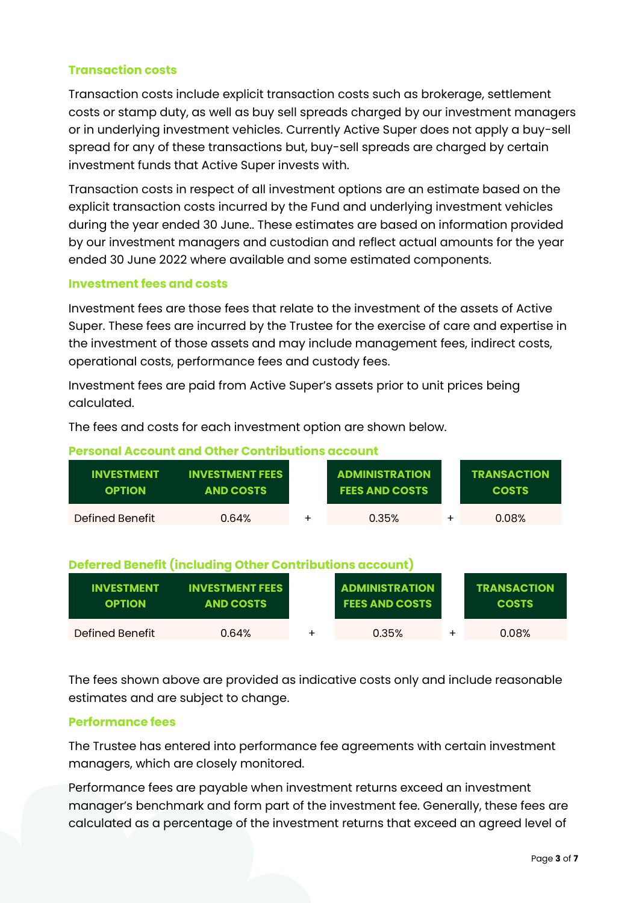### Transaction costs

Transaction costs include explicit transaction costs such as brokerage, settlement costs or stamp duty, as well as buy sell spreads charged by our investment managers or in underlying investment vehicles. Currently Active Super does not apply a buy-sell spread for any of these transactions but, buy-sell spreads are charged by certain investment funds that Active Super invests with.

Transaction costs in respect of all investment options are an estimate based on the explicit transaction costs incurred by the Fund and underlying investment vehicles during the year ended 30 June.. These estimates are based on information provided by our investment managers and custodian and reflect actual amounts for the year ended 30 June 2022 where available and some estimated components.

### Investment fees and costs

Investment fees are those fees that relate to the investment of the assets of Active Super. These fees are incurred by the Trustee for the exercise of care and expertise in the investment of those assets and may include management fees, indirect costs, operational costs, performance fees and custody fees.

Investment fees are paid from Active Super's assets prior to unit prices being calculated.

The fees and costs for each investment option are shown below.

#### Personal Account and Other Contributions account

| INVESTMENT OPTION | INVESTMENT FEES AND COSTS | | ADMINISTRATION FEES AND COSTS | | TRANSACTION COSTS |
|---|---|---|---|---|---|
| Defined Benefit | 0.64% | + | 0.35% | + | 0.08% |

#### Deferred Benefit (including Other Contributions account)

| INVESTMENT OPTION | INVESTMENT FEES AND COSTS | | ADMINISTRATION FEES AND COSTS | | TRANSACTION COSTS |
|---|---|---|---|---|---|
| Defined Benefit | 0.64% | + | 0.35% | + | 0.08% |

The fees shown above are provided as indicative costs only and include reasonable estimates and are subject to change.

### Performance fees

The Trustee has entered into performance fee agreements with certain investment managers, which are closely monitored.

Performance fees are payable when investment returns exceed an investment manager's benchmark and form part of the investment fee. Generally, these fees are calculated as a percentage of the investment returns that exceed an agreed level of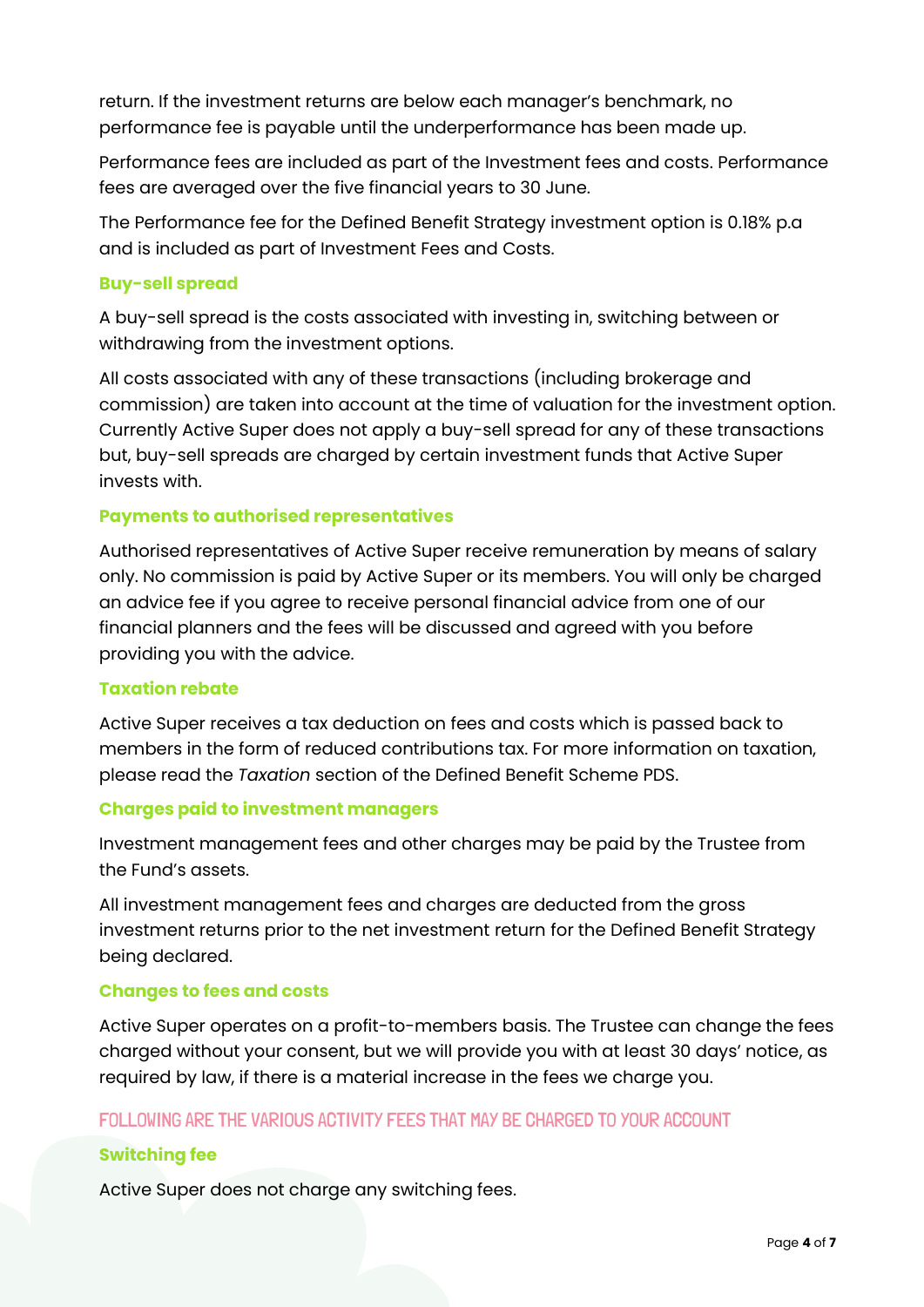return. If the investment returns are below each manager's benchmark, no performance fee is payable until the underperformance has been made up.

Performance fees are included as part of the Investment fees and costs. Performance fees are averaged over the five financial years to 30 June.

The Performance fee for the Defined Benefit Strategy investment option is 0.18% p.a and is included as part of Investment Fees and Costs.

### Buy-sell spread

A buy-sell spread is the costs associated with investing in, switching between or withdrawing from the investment options.

All costs associated with any of these transactions (including brokerage and commission) are taken into account at the time of valuation for the investment option. Currently Active Super does not apply a buy-sell spread for any of these transactions but, buy-sell spreads are charged by certain investment funds that Active Super invests with.

### Payments to authorised representatives

Authorised representatives of Active Super receive remuneration by means of salary only. No commission is paid by Active Super or its members. You will only be charged an advice fee if you agree to receive personal financial advice from one of our financial planners and the fees will be discussed and agreed with you before providing you with the advice.

### Taxation rebate

Active Super receives a tax deduction on fees and costs which is passed back to members in the form of reduced contributions tax. For more information on taxation, please read the *Taxation* section of the Defined Benefit Scheme PDS.

### Charges paid to investment managers

Investment management fees and other charges may be paid by the Trustee from the Fund's assets.

All investment management fees and charges are deducted from the gross investment returns prior to the net investment return for the Defined Benefit Strategy being declared.

### Changes to fees and costs

Active Super operates on a profit-to-members basis. The Trustee can change the fees charged without your consent, but we will provide you with at least 30 days' notice, as required by law, if there is a material increase in the fees we charge you.

## FOLLOWING ARE THE VARIOUS ACTIVITY FEES THAT MAY BE CHARGED TO YOUR ACCOUNT

### Switching fee

Active Super does not charge any switching fees.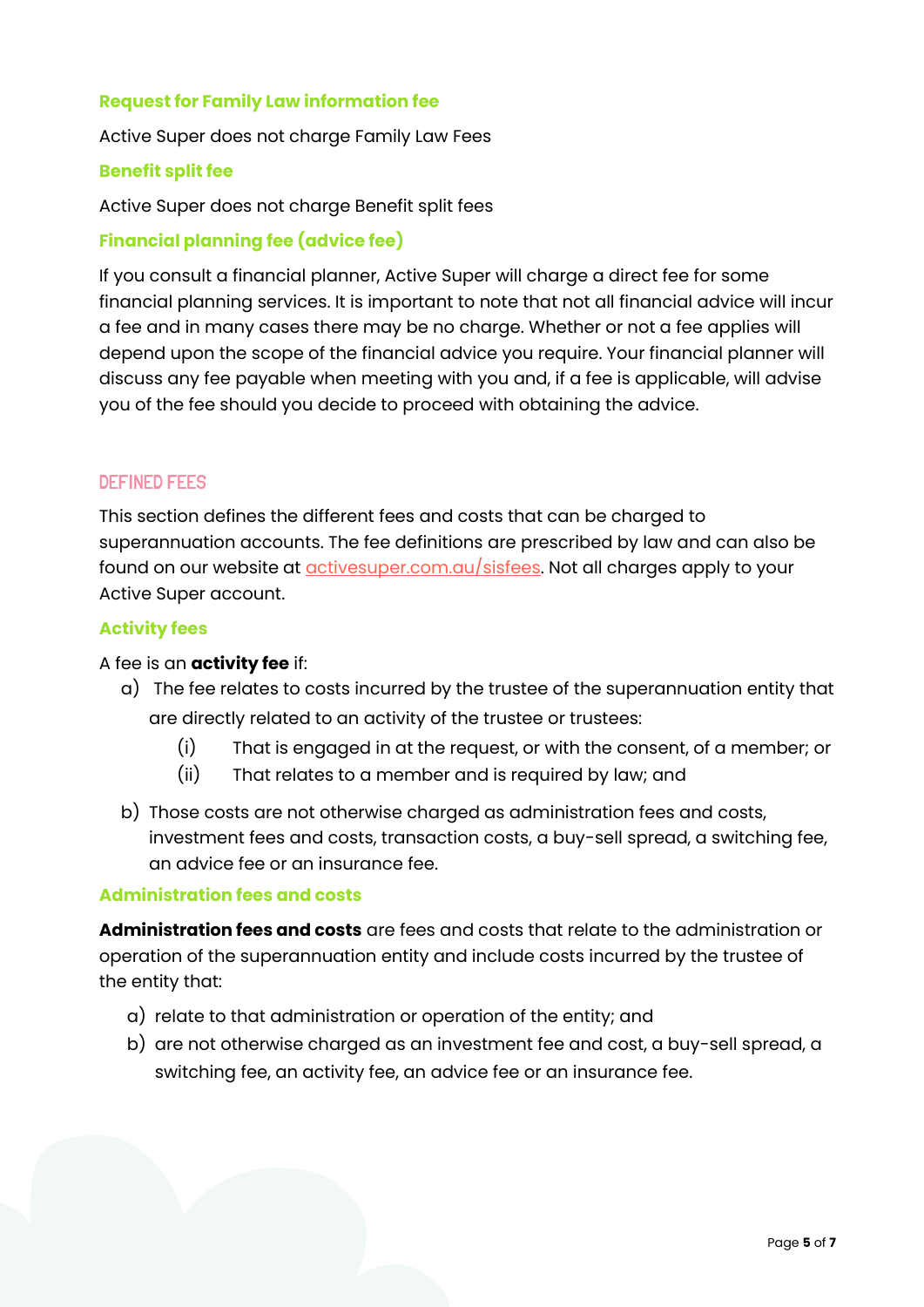### Request for Family Law information fee

Active Super does not charge Family Law Fees

### Benefit split fee

Active Super does not charge Benefit split fees

### Financial planning fee (advice fee)

If you consult a financial planner, Active Super will charge a direct fee for some financial planning services. It is important to note that not all financial advice will incur a fee and in many cases there may be no charge. Whether or not a fee applies will depend upon the scope of the financial advice you require. Your financial planner will discuss any fee payable when meeting with you and, if a fee is applicable, will advise you of the fee should you decide to proceed with obtaining the advice.

## DEFINED FEES

This section defines the different fees and costs that can be charged to superannuation accounts. The fee definitions are prescribed by law and can also be found on our website at activesuper.com.au/sisfees. Not all charges apply to your Active Super account.

### Activity fees

A fee is an **activity fee** if:

a) The fee relates to costs incurred by the trustee of the superannuation entity that are directly related to an activity of the trustee or trustees:
   (i) That is engaged in at the request, or with the consent, of a member; or
   (ii) That relates to a member and is required by law; and
b) Those costs are not otherwise charged as administration fees and costs, investment fees and costs, transaction costs, a buy-sell spread, a switching fee, an advice fee or an insurance fee.

### Administration fees and costs

**Administration fees and costs** are fees and costs that relate to the administration or operation of the superannuation entity and include costs incurred by the trustee of the entity that:

a) relate to that administration or operation of the entity; and
b) are not otherwise charged as an investment fee and cost, a buy-sell spread, a switching fee, an activity fee, an advice fee or an insurance fee.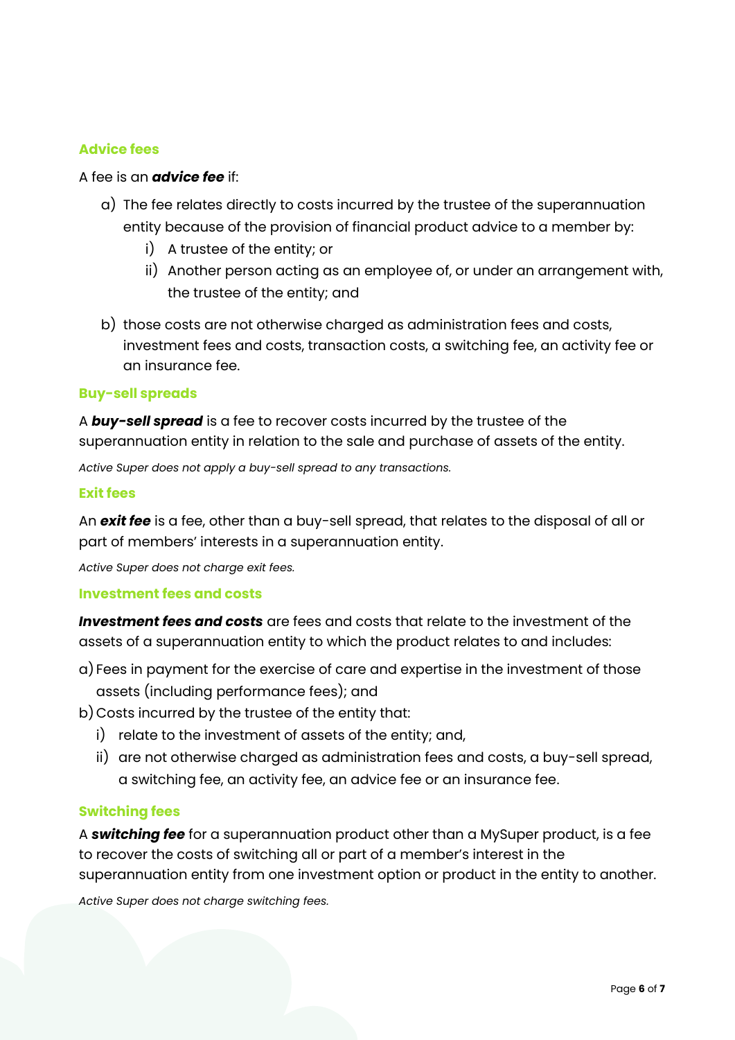### Advice fees

A fee is an ***advice fee*** if:

a) The fee relates directly to costs incurred by the trustee of the superannuation entity because of the provision of financial product advice to a member by:
   i) A trustee of the entity; or
   ii) Another person acting as an employee of, or under an arrangement with, the trustee of the entity; and

b) those costs are not otherwise charged as administration fees and costs, investment fees and costs, transaction costs, a switching fee, an activity fee or an insurance fee.

### Buy-sell spreads

A ***buy-sell spread*** is a fee to recover costs incurred by the trustee of the superannuation entity in relation to the sale and purchase of assets of the entity.

*Active Super does not apply a buy-sell spread to any transactions.*

### Exit fees

An ***exit fee*** is a fee, other than a buy-sell spread, that relates to the disposal of all or part of members' interests in a superannuation entity.

*Active Super does not charge exit fees.*

### Investment fees and costs

***Investment fees and costs*** are fees and costs that relate to the investment of the assets of a superannuation entity to which the product relates to and includes:

a) Fees in payment for the exercise of care and expertise in the investment of those assets (including performance fees); and
b) Costs incurred by the trustee of the entity that:
   i) relate to the investment of assets of the entity; and,
   ii) are not otherwise charged as administration fees and costs, a buy-sell spread, a switching fee, an activity fee, an advice fee or an insurance fee.

### Switching fees

A ***switching fee*** for a superannuation product other than a MySuper product, is a fee to recover the costs of switching all or part of a member's interest in the superannuation entity from one investment option or product in the entity to another.

*Active Super does not charge switching fees.*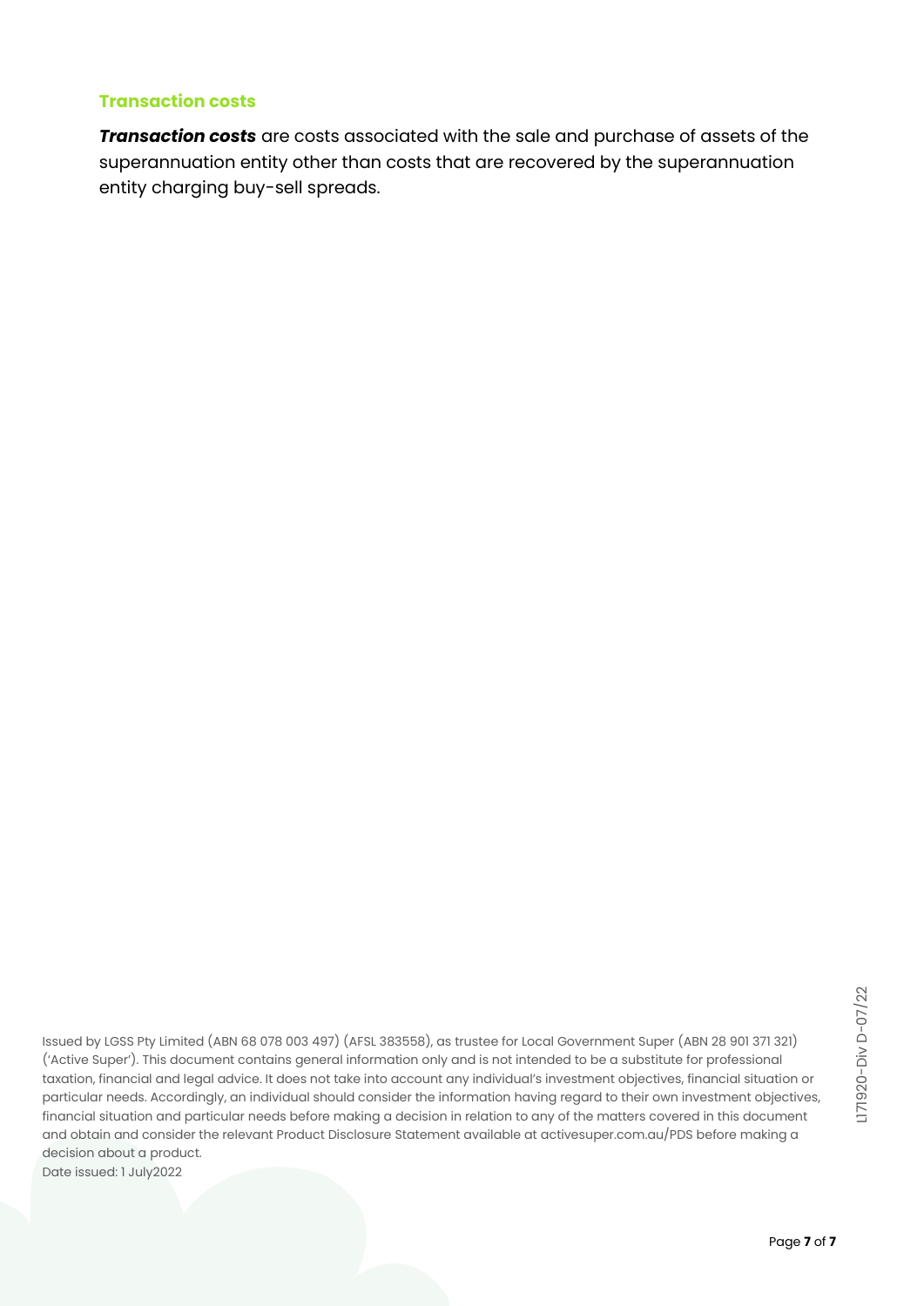### Transaction costs

***Transaction costs*** are costs associated with the sale and purchase of assets of the superannuation entity other than costs that are recovered by the superannuation entity charging buy-sell spreads.

Issued by LGSS Pty Limited (ABN 68 078 003 497) (AFSL 383558), as trustee for Local Government Super (ABN 28 901 371 321) ('Active Super'). This document contains general information only and is not intended to be a substitute for professional taxation, financial and legal advice. It does not take into account any individual's investment objectives, financial situation or particular needs. Accordingly, an individual should consider the information having regard to their own investment objectives, financial situation and particular needs before making a decision in relation to any of the matters covered in this document and obtain and consider the relevant Product Disclosure Statement available at activesuper.com.au/PDS before making a decision about a product.

Date issued: 1 July2022

L171920-Div D-07/22